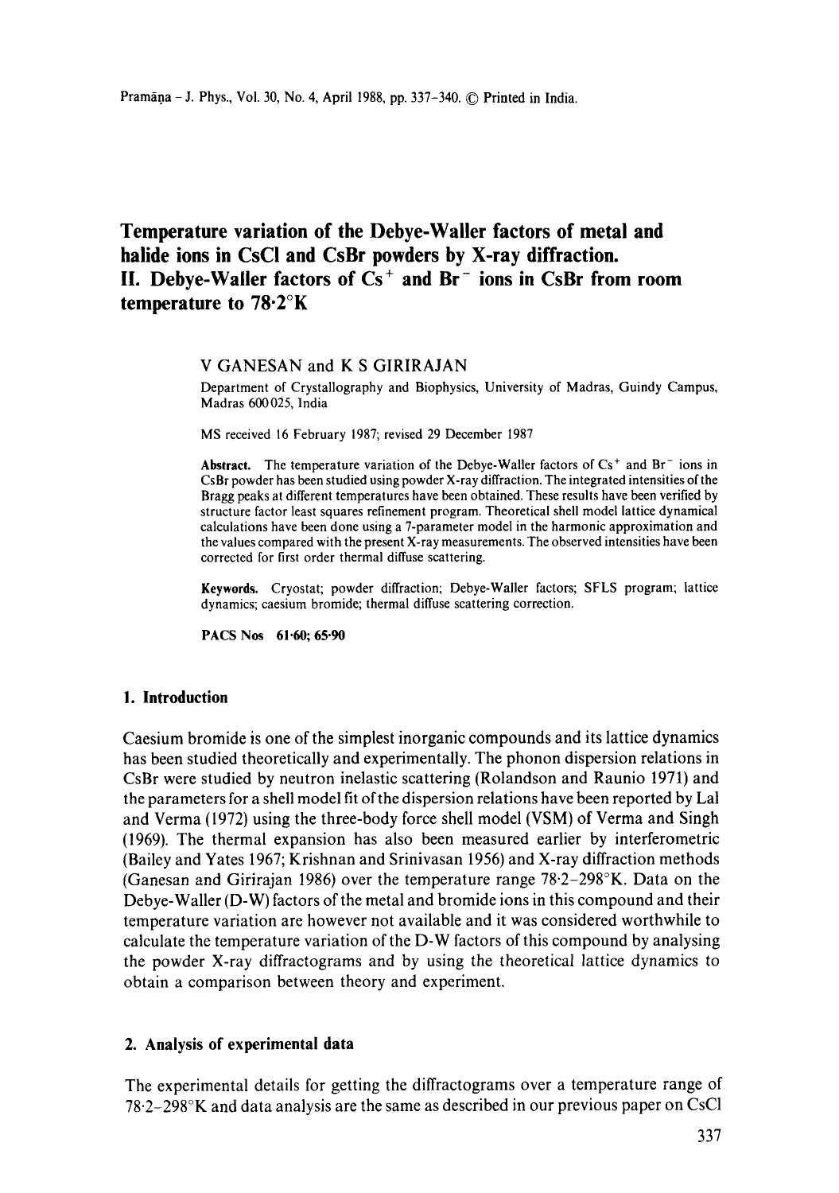# Temperature variation of the Debye-Waller factors of metal and halide ions in CsCl and CsBr powders by X-ray diffraction. II. Debye-Waller factors of $Cs^+$ and $Br^-$ ions in CsBr from room temperature to 78·2°K

V GANESAN and K S GIRIRAJAN

Department of Crystallography and Biophysics, University of Madras, Guindy Campus, Madras 600 025, India

MS received 16 February 1987; revised 29 December 1987

**Abstract.** The temperature variation of the Debye-Waller factors of $Cs^+$ and $Br^-$ ions in CsBr powder has been studied using powder X-ray diffraction. The integrated intensities of the Bragg peaks at different temperatures have been obtained. These results have been verified by structure factor least squares refinement program. Theoretical shell model lattice dynamical calculations have been done using a 7-parameter model in the harmonic approximation and the values compared with the present X-ray measurements. The observed intensities have been corrected for first order thermal diffuse scattering.

**Keywords.** Cryostat; powder diffraction; Debye-Waller factors; SFLS program; lattice dynamics; caesium bromide; thermal diffuse scattering correction.

**PACS Nos** 61·60; 65·90

## 1. Introduction

Caesium bromide is one of the simplest inorganic compounds and its lattice dynamics has been studied theoretically and experimentally. The phonon dispersion relations in CsBr were studied by neutron inelastic scattering (Rolandson and Raunio 1971) and the parameters for a shell model fit of the dispersion relations have been reported by Lal and Verma (1972) using the three-body force shell model (VSM) of Verma and Singh (1969). The thermal expansion has also been measured earlier by interferometric (Bailey and Yates 1967; Krishnan and Srinivasan 1956) and X-ray diffraction methods (Ganesan and Girirajan 1986) over the temperature range 78·2–298°K. Data on the Debye-Waller (D-W) factors of the metal and bromide ions in this compound and their temperature variation are however not available and it was considered worthwhile to calculate the temperature variation of the D-W factors of this compound by analysing the powder X-ray diffractograms and by using the theoretical lattice dynamics to obtain a comparison between theory and experiment.

## 2. Analysis of experimental data

The experimental details for getting the diffractograms over a temperature range of 78·2–298°K and data analysis are the same as described in our previous paper on CsCl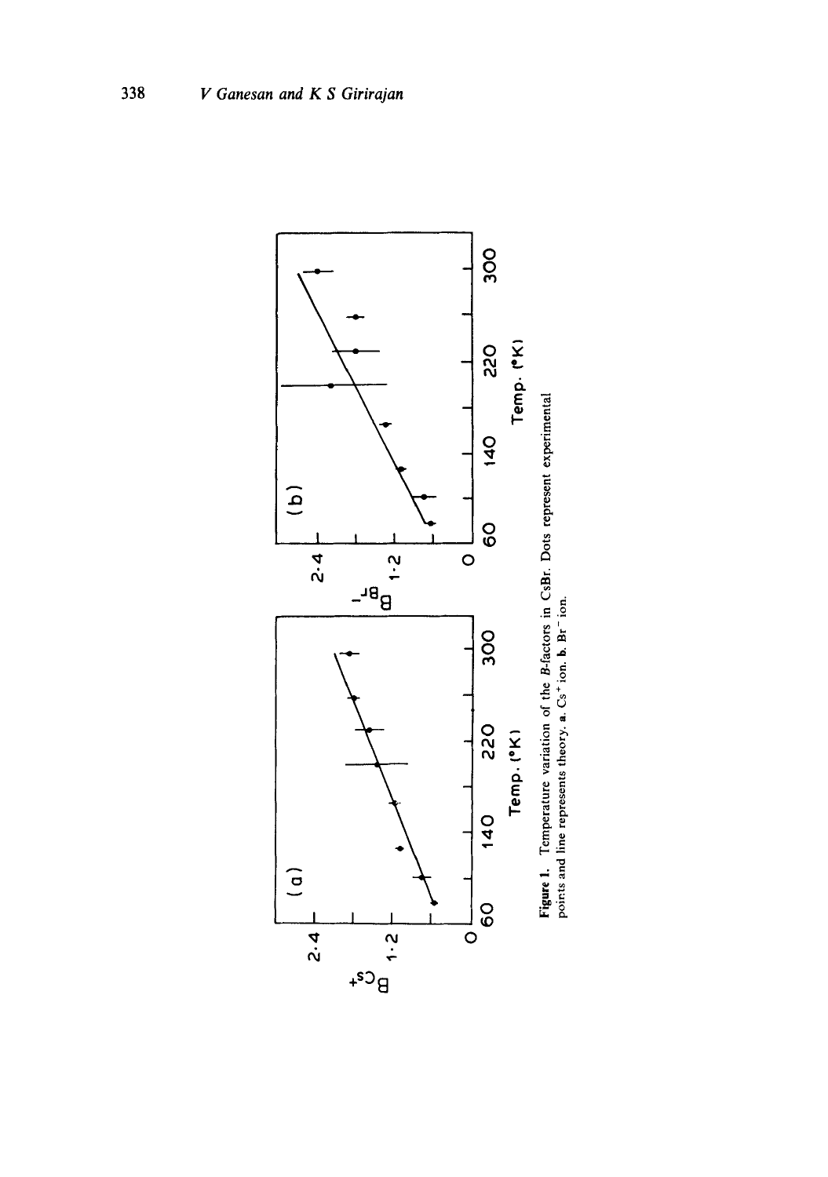**Figure 1.** Temperature variation of the *B*-factors in CsBr. Dots represent experimental points and line represents theory. **a.** $Cs^+$ ion. **b.** $Br^-$ ion.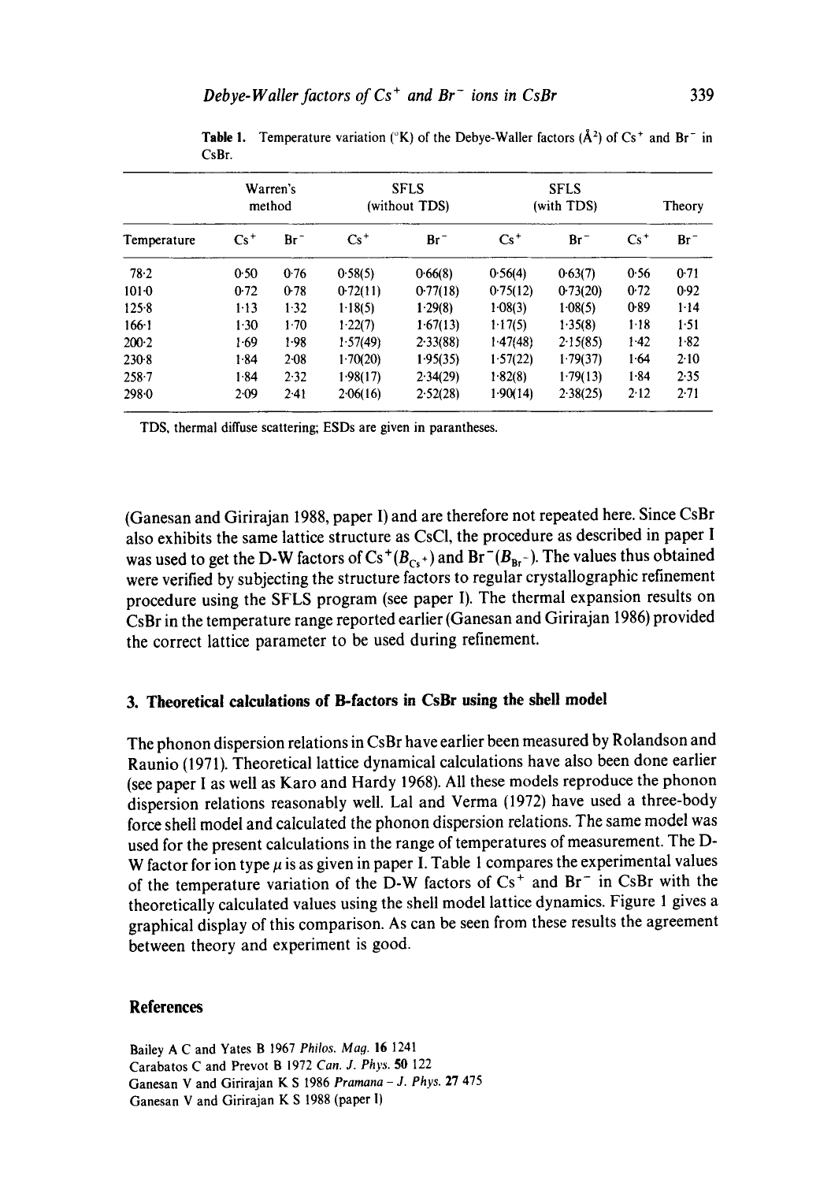**Table 1.** Temperature variation (°K) of the Debye-Waller factors (Å$^2$) of $Cs^+$ and $Br^-$ in CsBr.

| | Warren's method | | SFLS (without TDS) | | SFLS (with TDS) | | Theory | |
|---|---|---|---|---|---|---|---|---|
| Temperature | $Cs^+$ | $Br^-$ | $Cs^+$ | $Br^-$ | $Cs^+$ | $Br^-$ | $Cs^+$ | $Br^-$ |
| 78·2 | 0·50 | 0·76 | 0·58(5) | 0·66(8) | 0·56(4) | 0·63(7) | 0·56 | 0·71 |
| 101·0 | 0·72 | 0·78 | 0·72(11) | 0·77(18) | 0·75(12) | 0·73(20) | 0·72 | 0·92 |
| 125·8 | 1·13 | 1·32 | 1·18(5) | 1·29(8) | 1·08(3) | 1·08(5) | 0·89 | 1·14 |
| 166·1 | 1·30 | 1·70 | 1·22(7) | 1·67(13) | 1·17(5) | 1·35(8) | 1·18 | 1·51 |
| 200·2 | 1·69 | 1·98 | 1·57(49) | 2·33(88) | 1·47(48) | 2·15(85) | 1·42 | 1·82 |
| 230·8 | 1·84 | 2·08 | 1·70(20) | 1·95(35) | 1·57(22) | 1·79(37) | 1·64 | 2·10 |
| 258·7 | 1·84 | 2·32 | 1·98(17) | 2·34(29) | 1·82(8) | 1·79(13) | 1·84 | 2·35 |
| 298·0 | 2·09 | 2·41 | 2·06(16) | 2·52(28) | 1·90(14) | 2·38(25) | 2·12 | 2·71 |

TDS, thermal diffuse scattering; ESDs are given in parantheses.

(Ganesan and Girirajan 1988, paper I) and are therefore not repeated here. Since CsBr also exhibits the same lattice structure as CsCl, the procedure as described in paper I was used to get the D-W factors of $Cs^+ (B_{Cs^+})$ and $Br^- (B_{Br^-})$. The values thus obtained were verified by subjecting the structure factors to regular crystallographic refinement procedure using the SFLS program (see paper I). The thermal expansion results on CsBr in the temperature range reported earlier (Ganesan and Girirajan 1986) provided the correct lattice parameter to be used during refinement.

## 3. Theoretical calculations of B-factors in CsBr using the shell model

The phonon dispersion relations in CsBr have earlier been measured by Rolandson and Raunio (1971). Theoretical lattice dynamical calculations have also been done earlier (see paper I as well as Karo and Hardy 1968). All these models reproduce the phonon dispersion relations reasonably well. Lal and Verma (1972) have used a three-body force shell model and calculated the phonon dispersion relations. The same model was used for the present calculations in the range of temperatures of measurement. The D-W factor for ion type $\mu$ is as given in paper I. Table 1 compares the experimental values of the temperature variation of the D-W factors of $Cs^+$ and $Br^-$ in CsBr with the theoretically calculated values using the shell model lattice dynamics. Figure 1 gives a graphical display of this comparison. As can be seen from these results the agreement between theory and experiment is good.

## References

Bailey A C and Yates B 1967 *Philos. Mag.* **16** 1241

Carabatos C and Prevot B 1972 *Can. J. Phys.* **50** 122

Ganesan V and Girirajan K S 1986 *Pramana – J. Phys.* **27** 475

Ganesan V and Girirajan K S 1988 (paper I)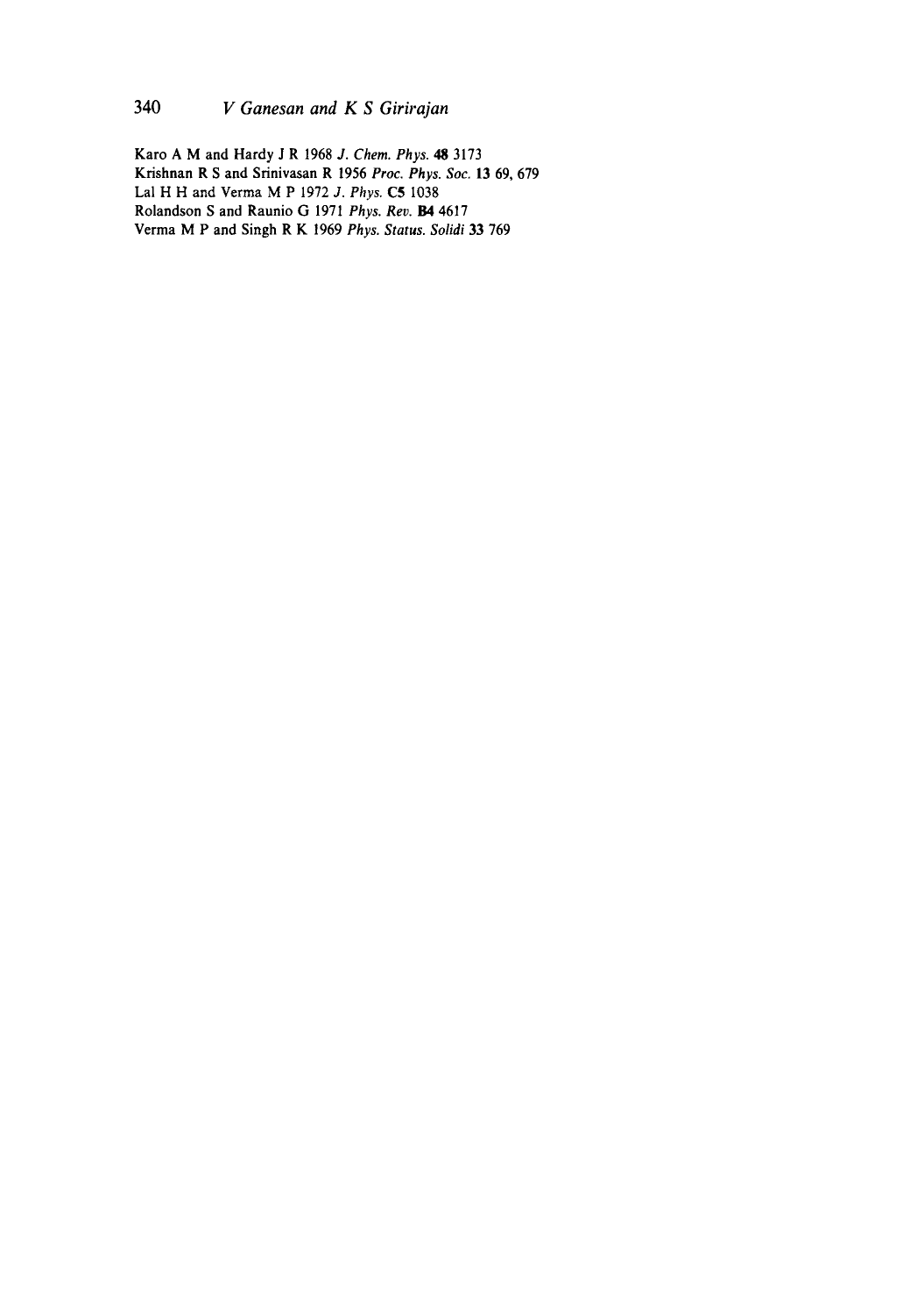Karo A M and Hardy J R 1968 *J. Chem. Phys.* **48** 3173
Krishnan R S and Srinivasan R 1956 *Proc. Phys. Soc.* **13** 69, 679
Lal H H and Verma M P 1972 *J. Phys.* **C5** 1038
Rolandson S and Raunio G 1971 *Phys. Rev.* **B4** 4617
Verma M P and Singh R K 1969 *Phys. Status. Solidi* **33** 769